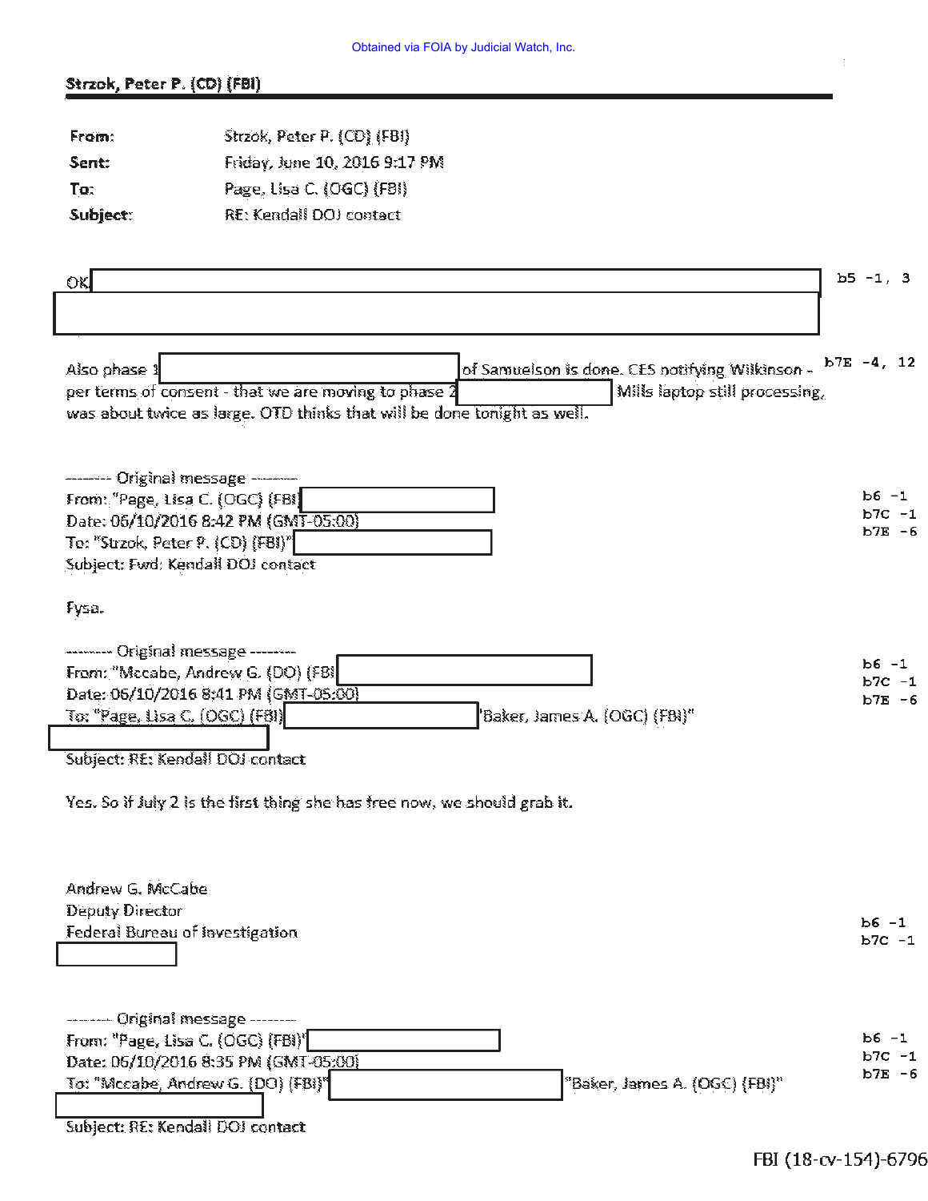Obtained via FOIA by Judicial Watch, Inc.

**Strzok, Peter P. (CD) (FBI)**

| | |
|---|---|
| **From:** | Strzok, Peter P. (CD) (FBI) |
| **Sent:** | Friday, June 10, 2016 9:17 PM |
| **To:** | Page, Lisa C. (OGC) (FBI) |
| **Subject:** | RE: Kendall DOJ contact |

OK [REDACTED] b5 -1, 3

Also phase 1 [REDACTED] of Samuelson is done. CES notifying Wilkinson - per terms of consent - that we are moving to phase 2 [REDACTED] Mills laptop still processing, was about twice as large. OTD thinks that will be done tonight as well. b7E -4, 12

-------- Original message --------
From: "Page, Lisa C. (OGC) (FBI) [REDACTED]
Date: 06/10/2016 8:42 PM (GMT-05:00)
To: "Strzok, Peter P. (CD) (FBI)" [REDACTED]
Subject: Fwd: Kendall DOJ contact

b6 -1
b7C -1
b7E -6

Fysa.

-------- Original message --------
From: "Mccabe, Andrew G. (DO) (FBI) [REDACTED]
Date: 06/10/2016 8:41 PM (GMT-05:00)
To: "Page, Lisa C. (OGC) (FBI) [REDACTED] "Baker, James A. (OGC) (FBI)" [REDACTED]
Subject: RE: Kendall DOJ contact

b6 -1
b7C -1
b7E -6

Yes. So if July 2 is the first thing she has free now, we should grab it.

Andrew G. McCabe
Deputy Director
Federal Bureau of Investigation
[REDACTED]

b6 -1
b7C -1

-------- Original message --------
From: "Page, Lisa C. (OGC) (FBI)" [REDACTED]
Date: 06/10/2016 8:35 PM (GMT-05:00)
To: "Mccabe, Andrew G. (DO) (FBI)" [REDACTED] "Baker, James A. (OGC) (FBI)" [REDACTED]
Subject: RE: Kendall DOJ contact

b6 -1
b7C -1
b7E -6

FBI (18-cv-154)-6796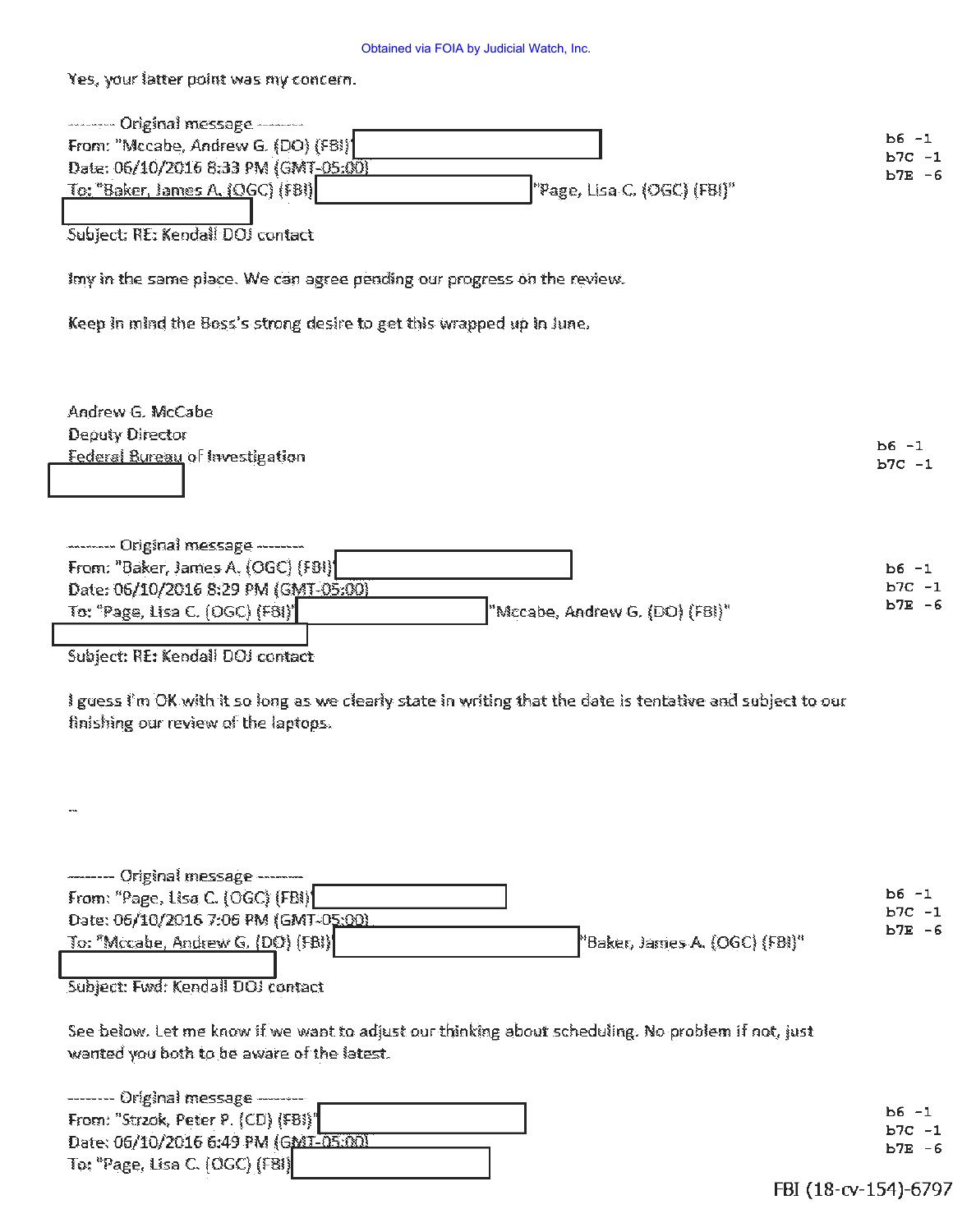Yes, your latter point was my concern.

-------- Original message --------
From: "Mccabe, Andrew G. (DO) (FBI)" [redacted]
Date: 06/10/2016 8:33 PM (GMT-05:00)
To: "Baker, James A. (OGC) (FBI)" [redacted] "Page, Lisa C. (OGC) (FBI)" [redacted]
Subject: RE: Kendall DOJ contact

b6 -1
b7C -1
b7E -6

Imy in the same place. We can agree pending our progress on the review.

Keep in mind the Boss's strong desire to get this wrapped up in June.

Andrew G. McCabe
Deputy Director
Federal Bureau of Investigation
[redacted]

b6 -1
b7C -1

-------- Original message --------
From: "Baker, James A. (OGC) (FBI)" [redacted]
Date: 06/10/2016 8:29 PM (GMT-05:00)
To: "Page, Lisa C. (OGC) (FBI)" [redacted] "Mccabe, Andrew G. (DO) (FBI)" [redacted]
Subject: RE: Kendall DOJ contact

b6 -1
b7C -1
b7E -6

I guess I'm OK with it so long as we clearly state in writing that the date is tentative and subject to our finishing our review of the laptops.

--

-------- Original message --------
From: "Page, Lisa C. (OGC) (FBI)" [redacted]
Date: 06/10/2016 7:06 PM (GMT-05:00)
To: "Mccabe, Andrew G. (DO) (FBI)" [redacted] "Baker, James A. (OGC) (FBI)" [redacted]
Subject: Fwd: Kendall DOJ contact

b6 -1
b7C -1
b7E -6

See below. Let me know if we want to adjust our thinking about scheduling. No problem if not, just wanted you both to be aware of the latest.

-------- Original message --------
From: "Strzok, Peter P. (CD) (FBI)" [redacted]
Date: 06/10/2016 6:49 PM (GMT-05:00)
To: "Page, Lisa C. (OGC) (FBI)" [redacted]

b6 -1
b7C -1
b7E -6

FBI (18-cv-154)-6797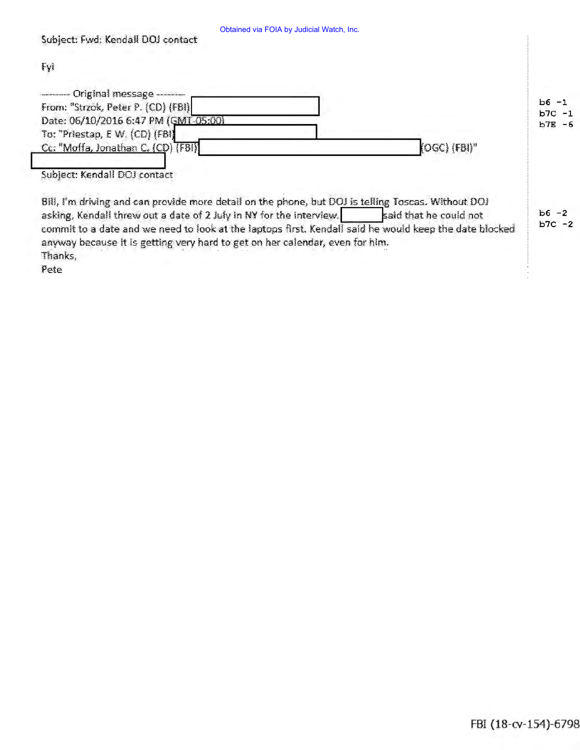Subject: Fwd: Kendall DOJ contact

Fyi

-------- Original message --------
From: "Strzok, Peter P. (CD) (FBI) [redacted]
Date: 06/10/2016 6:47 PM (GMT-05:00)
To: "Priestap, E W. (CD) (FBI) [redacted]
Cc: "Moffa, Jonathan C. (CD) (FBI) [redacted] (OGC) (FBI)" [redacted]
Subject: Kendall DOJ contact

b6 -1
b7C -1
b7E -6

Bill, I'm driving and can provide more detail on the phone, but DOJ is telling Toscas. Without DOJ asking, Kendall threw out a date of 2 July in NY for the interview. [redacted] said that he could not commit to a date and we need to look at the laptops first. Kendall said he would keep the date blocked anyway because it is getting very hard to get on her calendar, even for him.
Thanks,
Pete

b6 -2
b7C -2

FBI (18-cv-154)-6798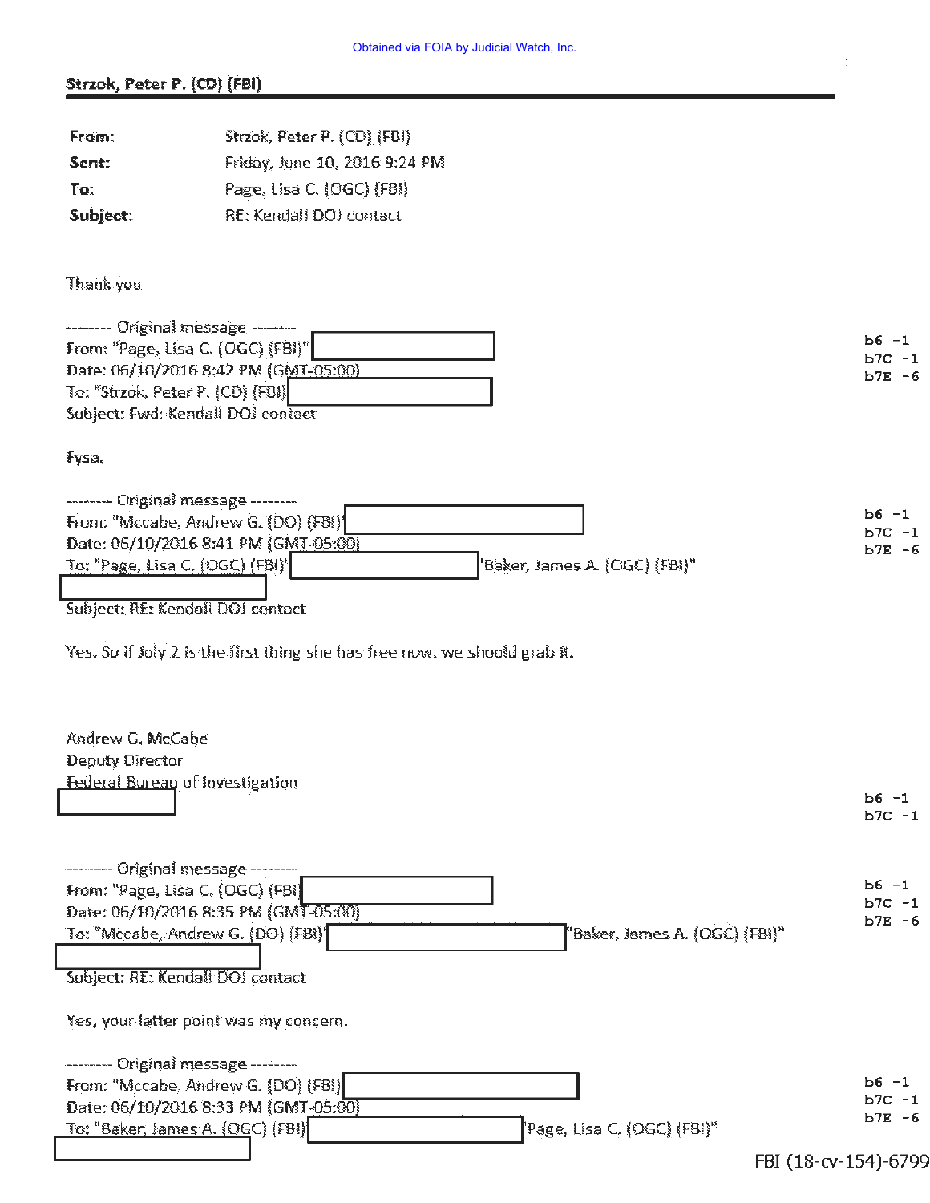Obtained via FOIA by Judicial Watch, Inc.

**Strzok, Peter P. (CD) (FBI)**

| | |
|---|---|
| **From:** | Strzok, Peter P. (CD) (FBI) |
| **Sent:** | Friday, June 10, 2016 9:24 PM |
| **To:** | Page, Lisa C. (OGC) (FBI) |
| **Subject:** | RE: Kendall DOJ contact |

Thank you

-------- Original message --------
From: "Page, Lisa C. (OGC) (FBI)" [redacted]
Date: 06/10/2016 8:42 PM (GMT-05:00)
To: "Strzok, Peter P. (CD) (FBI) [redacted]
Subject: Fwd: Kendall DOJ contact

b6 -1
b7C -1
b7E -6

Fysa.

-------- Original message --------
From: "Mccabe, Andrew G. (DO) (FBI)' [redacted]
Date: 06/10/2016 8:41 PM (GMT-05:00)
To: "Page, Lisa C. (OGC) (FBI)' [redacted] "Baker, James A. (OGC) (FBI)" [redacted]
Subject: RE: Kendall DOJ contact

b6 -1
b7C -1
b7E -6

Yes. So if July 2 is the first thing she has free now, we should grab it.

Andrew G. McCabe
Deputy Director
Federal Bureau of Investigation
[redacted]

b6 -1
b7C -1

-------- Original message --------
From: "Page, Lisa C. (OGC) (FBI [redacted]
Date: 06/10/2016 8:35 PM (GMT-05:00)
To: "Mccabe, Andrew G. (DO) (FBI)' [redacted] "Baker, James A. (OGC) (FBI)" [redacted]
Subject: RE: Kendall DOJ contact

b6 -1
b7C -1
b7E -6

Yes, your latter point was my concern.

-------- Original message --------
From: "Mccabe, Andrew G. (DO) (FBI) [redacted]
Date: 06/10/2016 8:33 PM (GMT-05:00)
To: "Baker, James A. (OGC) (FBI) [redacted] "Page, Lisa C. (OGC) (FBI)" [redacted]

b6 -1
b7C -1
b7E -6

FBI (18-cv-154)-6799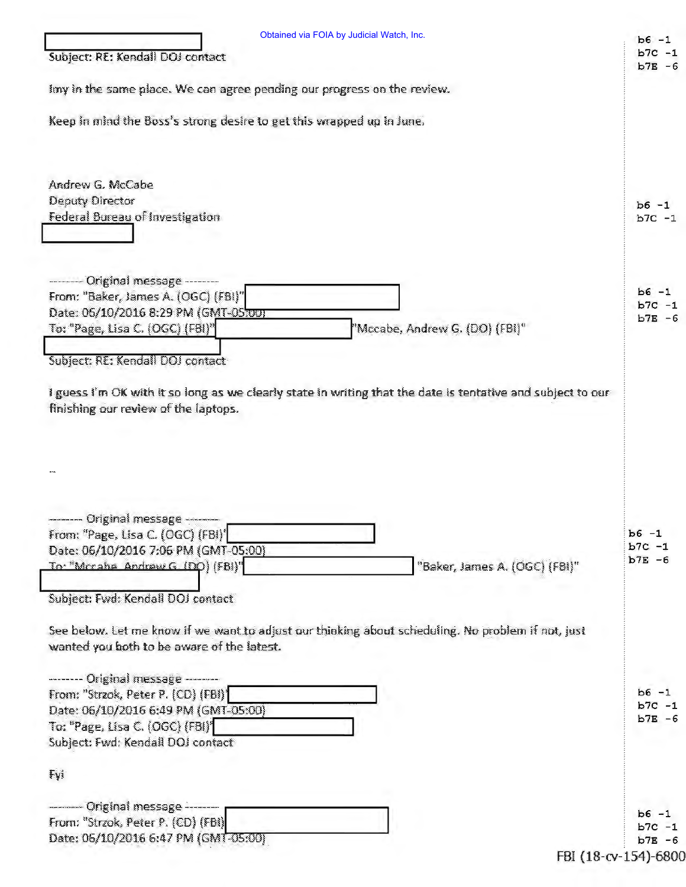Subject: RE: Kendall DOJ contact

Imy in the same place. We can agree pending our progress on the review.

Keep in mind the Boss's strong desire to get this wrapped up in June.

Andrew G. McCabe
Deputy Director
Federal Bureau of Investigation

-------- Original message --------
From: "Baker, James A. (OGC) (FBI)"
Date: 06/10/2016 8:29 PM (GMT-05:00)
To: "Page, Lisa C. (OGC) (FBI)" "Mccabe, Andrew G. (DO) (FBI)"
Subject: RE: Kendall DOJ contact

I guess I'm OK with it so long as we clearly state in writing that the date is tentative and subject to our finishing our review of the laptops.

--

-------- Original message --------
From: "Page, Lisa C. (OGC) (FBI)"
Date: 06/10/2016 7:06 PM (GMT-05:00)
To: "Mccabe, Andrew G. (DO) (FBI)" "Baker, James A. (OGC) (FBI)"
Subject: Fwd: Kendall DOJ contact

See below. Let me know if we want to adjust our thinking about scheduling. No problem if not, just wanted you both to be aware of the latest.

-------- Original message --------
From: "Strzok, Peter P. (CD) (FBI)"
Date: 06/10/2016 6:49 PM (GMT-05:00)
To: "Page, Lisa C. (OGC) (FBI)"
Subject: Fwd: Kendall DOJ contact

Fyi

-------- Original message --------
From: "Strzok, Peter P. (CD) (FBI)
Date: 06/10/2016 6:47 PM (GMT-05:00)

b6 -1
b7C -1
b7E -6

FBI (18-cv-154)-6800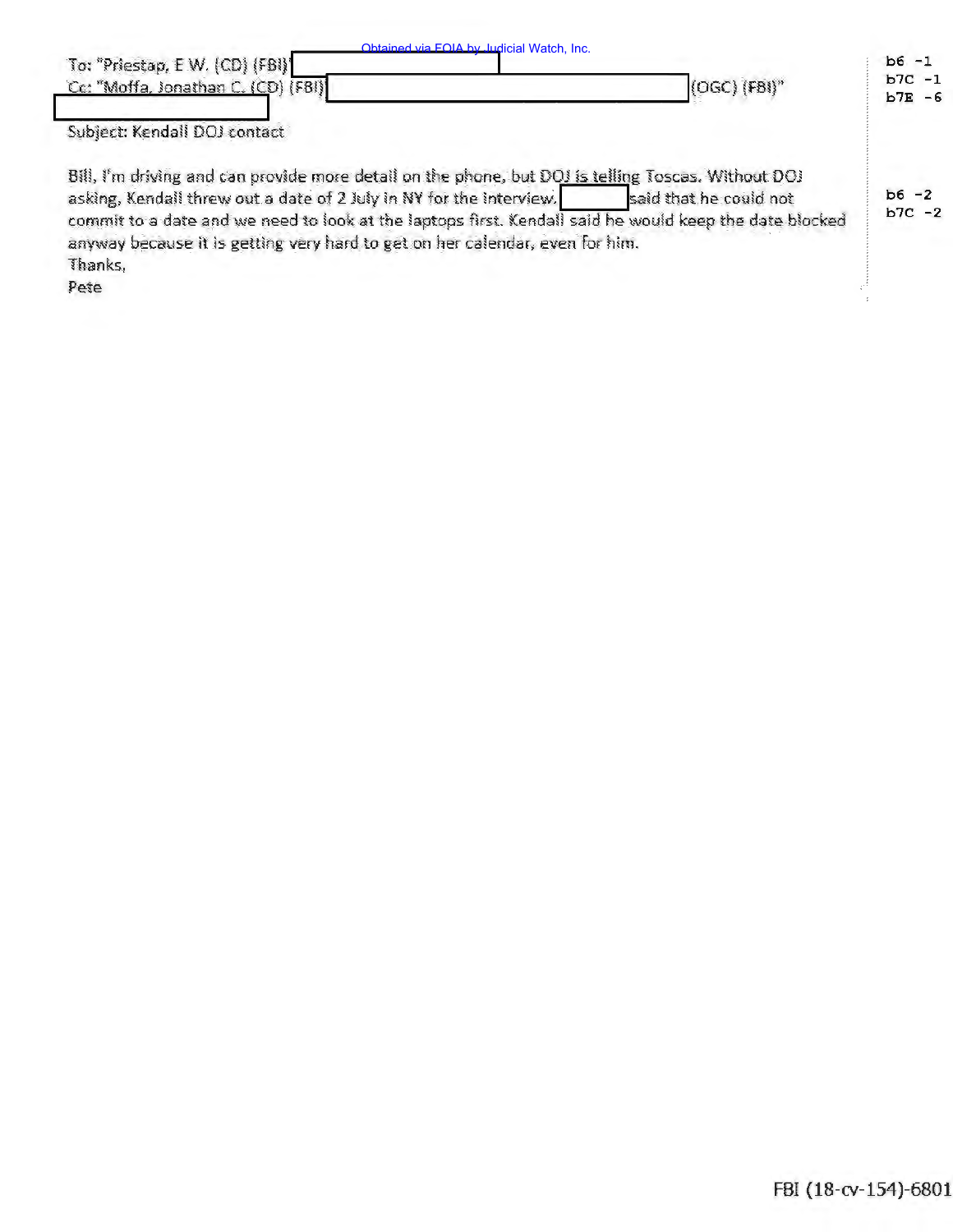Obtained via FOIA by Judicial Watch, Inc.

To: "Priestap, E W. (CD) (FBI)" [redacted]
Cc: "Moffa, Jonathan C. (CD) (FBI) [redacted] (OGC) (FBI)"
[redacted]

Subject: Kendall DOJ contact

Bill, I'm driving and can provide more detail on the phone, but DOJ is telling Toscas. Without DOJ asking, Kendall threw out a date of 2 July in NY for the interview. [redacted] said that he could not commit to a date and we need to look at the laptops first. Kendall said he would keep the date blocked anyway because it is getting very hard to get on her calendar, even for him.

Thanks,
Pete

b6 -1
b7C -1
b7E -6

b6 -2
b7C -2

FBI (18-cv-154)-6801